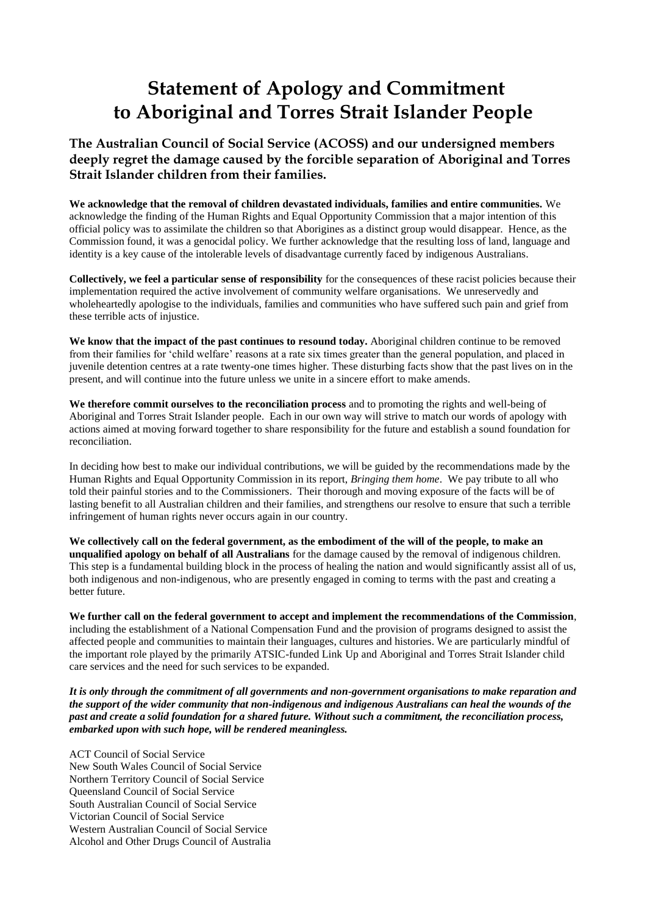# Statement of Apology and Commitment to Aboriginal and Torres Strait Islander People

## The Australian Council of Social Service (ACOSS) and our undersigned members deeply regret the damage caused by the forcible separation of Aboriginal and Torres Strait Islander children from their families.

**We acknowledge that the removal of children devastated individuals, families and entire communities.** We acknowledge the finding of the Human Rights and Equal Opportunity Commission that a major intention of this official policy was to assimilate the children so that Aborigines as a distinct group would disappear. Hence, as the Commission found, it was a genocidal policy. We further acknowledge that the resulting loss of land, language and identity is a key cause of the intolerable levels of disadvantage currently faced by indigenous Australians.

**Collectively, we feel a particular sense of responsibility** for the consequences of these racist policies because their implementation required the active involvement of community welfare organisations. We unreservedly and wholeheartedly apologise to the individuals, families and communities who have suffered such pain and grief from these terrible acts of injustice.

**We know that the impact of the past continues to resound today.** Aboriginal children continue to be removed from their families for 'child welfare' reasons at a rate six times greater than the general population, and placed in juvenile detention centres at a rate twenty-one times higher. These disturbing facts show that the past lives on in the present, and will continue into the future unless we unite in a sincere effort to make amends.

**We therefore commit ourselves to the reconciliation process** and to promoting the rights and well-being of Aboriginal and Torres Strait Islander people. Each in our own way will strive to match our words of apology with actions aimed at moving forward together to share responsibility for the future and establish a sound foundation for reconciliation.

In deciding how best to make our individual contributions, we will be guided by the recommendations made by the Human Rights and Equal Opportunity Commission in its report, *Bringing them home*. We pay tribute to all who told their painful stories and to the Commissioners. Their thorough and moving exposure of the facts will be of lasting benefit to all Australian children and their families, and strengthens our resolve to ensure that such a terrible infringement of human rights never occurs again in our country.

**We collectively call on the federal government, as the embodiment of the will of the people, to make an unqualified apology on behalf of all Australians** for the damage caused by the removal of indigenous children. This step is a fundamental building block in the process of healing the nation and would significantly assist all of us, both indigenous and non-indigenous, who are presently engaged in coming to terms with the past and creating a better future.

**We further call on the federal government to accept and implement the recommendations of the Commission**, including the establishment of a National Compensation Fund and the provision of programs designed to assist the affected people and communities to maintain their languages, cultures and histories. We are particularly mindful of the important role played by the primarily ATSIC-funded Link Up and Aboriginal and Torres Strait Islander child care services and the need for such services to be expanded.

***It is only through the commitment of all governments and non-government organisations to make reparation and the support of the wider community that non-indigenous and indigenous Australians can heal the wounds of the past and create a solid foundation for a shared future. Without such a commitment, the reconciliation process, embarked upon with such hope, will be rendered meaningless.***

ACT Council of Social Service
New South Wales Council of Social Service
Northern Territory Council of Social Service
Queensland Council of Social Service
South Australian Council of Social Service
Victorian Council of Social Service
Western Australian Council of Social Service
Alcohol and Other Drugs Council of Australia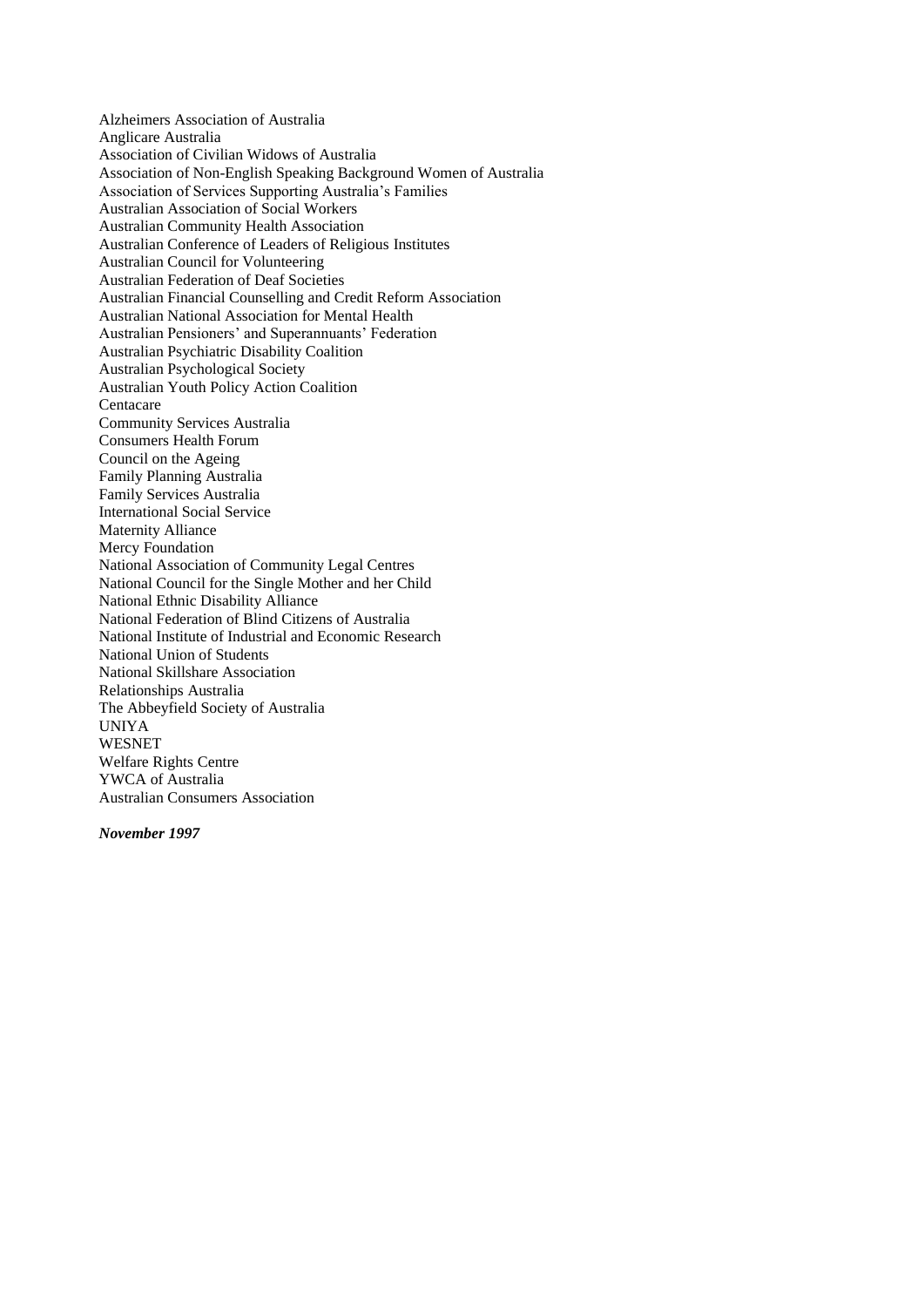Alzheimers Association of Australia
Anglicare Australia
Association of Civilian Widows of Australia
Association of Non-English Speaking Background Women of Australia
Association of Services Supporting Australia's Families
Australian Association of Social Workers
Australian Community Health Association
Australian Conference of Leaders of Religious Institutes
Australian Council for Volunteering
Australian Federation of Deaf Societies
Australian Financial Counselling and Credit Reform Association
Australian National Association for Mental Health
Australian Pensioners' and Superannuants' Federation
Australian Psychiatric Disability Coalition
Australian Psychological Society
Australian Youth Policy Action Coalition
Centacare
Community Services Australia
Consumers Health Forum
Council on the Ageing
Family Planning Australia
Family Services Australia
International Social Service
Maternity Alliance
Mercy Foundation
National Association of Community Legal Centres
National Council for the Single Mother and her Child
National Ethnic Disability Alliance
National Federation of Blind Citizens of Australia
National Institute of Industrial and Economic Research
National Union of Students
National Skillshare Association
Relationships Australia
The Abbeyfield Society of Australia
UNIYA
WESNET
Welfare Rights Centre
YWCA of Australia
Australian Consumers Association

***November 1997***